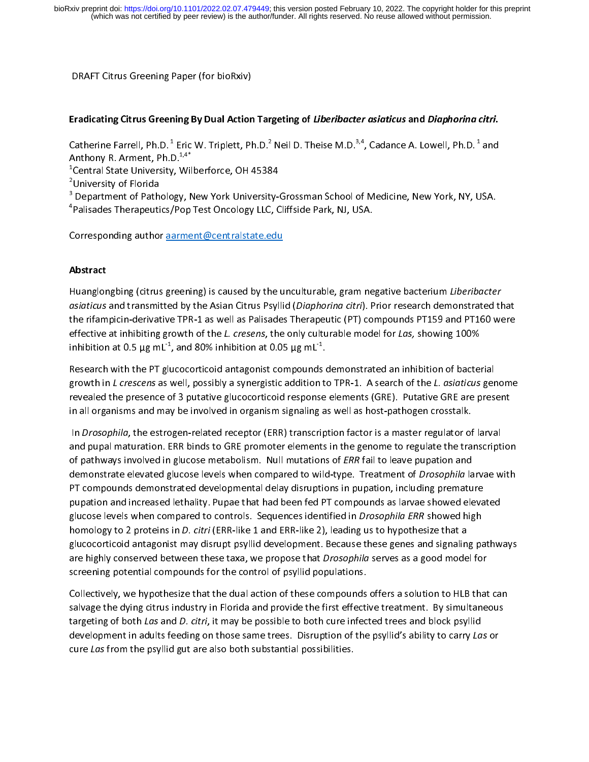DRAFT Citrus Greening Paper (for bioRxiv)

# Eradicating Citrus Greening By Dual Action Targeting of *Liberibacter asiaticus* and *Diaphorina citri*.

Catherine Farrell, Ph.D.[1] Eric W. Triplett, Ph.D.[2] Neil D. Theise M.D.[3,4], Cadance A. Lowell, Ph.D.[1] and Anthony R. Arment, Ph.D.[1,4*]

[1]Central State University, Wilberforce, OH 45384

[2]University of Florida

[3] Department of Pathology, New York University-Grossman School of Medicine, New York, NY, USA.

[4]Palisades Therapeutics/Pop Test Oncology LLC, Cliffside Park, NJ, USA.

Corresponding author aarment@centralstate.edu

## Abstract

Huanglongbing (citrus greening) is caused by the unculturable, gram negative bacterium *Liberibacter asiaticus* and transmitted by the Asian Citrus Psyllid (*Diaphorina citri*). Prior research demonstrated that the rifampicin-derivative TPR-1 as well as Palisades Therapeutic (PT) compounds PT159 and PT160 were effective at inhibiting growth of the *L. cresens*, the only culturable model for *Las,* showing 100% inhibition at 0.5 µg mL$^{-1}$, and 80% inhibition at 0.05 µg mL$^{-1}$.

Research with the PT glucocorticoid antagonist compounds demonstrated an inhibition of bacterial growth in *L crescens* as well, possibly a synergistic addition to TPR-1. A search of the *L. asiaticus* genome revealed the presence of 3 putative glucocorticoid response elements (GRE). Putative GRE are present in all organisms and may be involved in organism signaling as well as host-pathogen crosstalk.

In *Drosophila*, the estrogen-related receptor (ERR) transcription factor is a master regulator of larval and pupal maturation. ERR binds to GRE promoter elements in the genome to regulate the transcription of pathways involved in glucose metabolism. Null mutations of *ERR* fail to leave pupation and demonstrate elevated glucose levels when compared to wild-type. Treatment of *Drosophila* larvae with PT compounds demonstrated developmental delay disruptions in pupation, including premature pupation and increased lethality. Pupae that had been fed PT compounds as larvae showed elevated glucose levels when compared to controls. Sequences identified in *Drosophila ERR* showed high homology to 2 proteins in *D. citri* (ERR-like 1 and ERR-like 2), leading us to hypothesize that a glucocorticoid antagonist may disrupt psyllid development. Because these genes and signaling pathways are highly conserved between these taxa, we propose that *Drosophila* serves as a good model for screening potential compounds for the control of psyllid populations.

Collectively, we hypothesize that the dual action of these compounds offers a solution to HLB that can salvage the dying citrus industry in Florida and provide the first effective treatment. By simultaneous targeting of both *Las* and *D. citri*, it may be possible to both cure infected trees and block psyllid development in adults feeding on those same trees. Disruption of the psyllid's ability to carry *Las* or cure *Las* from the psyllid gut are also both substantial possibilities.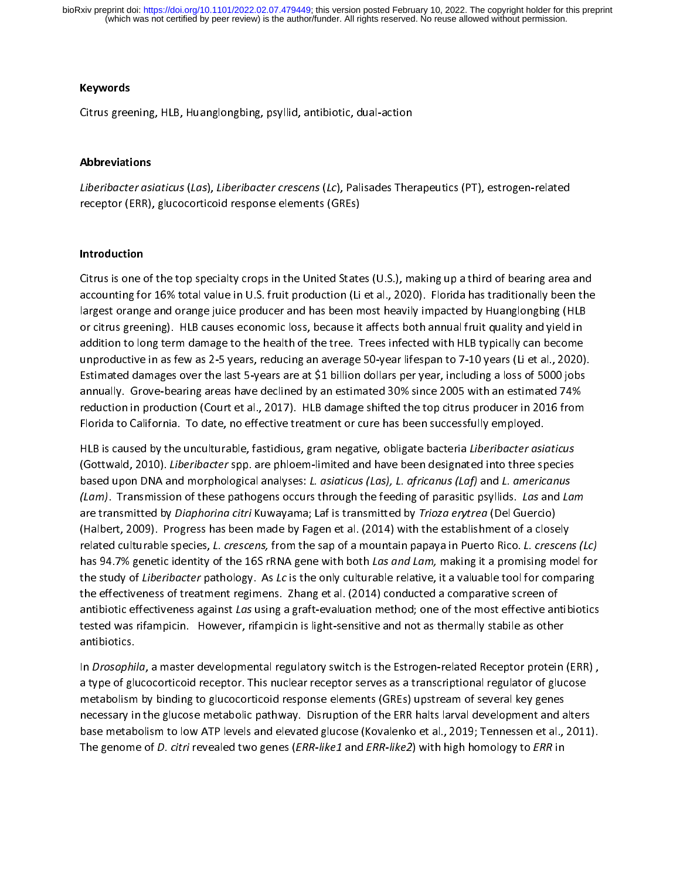### Keywords

Citrus greening, HLB, Huanglongbing, psyllid, antibiotic, dual-action

### Abbreviations

*Liberibacter asiaticus* (*Las*), *Liberibacter crescens* (*Lc*), Palisades Therapeutics (PT), estrogen-related receptor (ERR), glucocorticoid response elements (GREs)

### Introduction

Citrus is one of the top specialty crops in the United States (U.S.), making up a third of bearing area and accounting for 16% total value in U.S. fruit production (Li et al., 2020). Florida has traditionally been the largest orange and orange juice producer and has been most heavily impacted by Huanglongbing (HLB or citrus greening). HLB causes economic loss, because it affects both annual fruit quality and yield in addition to long term damage to the health of the tree. Trees infected with HLB typically can become unproductive in as few as 2-5 years, reducing an average 50-year lifespan to 7-10 years (Li et al., 2020). Estimated damages over the last 5-years are at $1 billion dollars per year, including a loss of 5000 jobs annually. Grove-bearing areas have declined by an estimated 30% since 2005 with an estimated 74% reduction in production (Court et al., 2017). HLB damage shifted the top citrus producer in 2016 from Florida to California. To date, no effective treatment or cure has been successfully employed.

HLB is caused by the unculturable, fastidious, gram negative, obligate bacteria *Liberibacter asiaticus* (Gottwald, 2010). *Liberibacter* spp. are phloem-limited and have been designated into three species based upon DNA and morphological analyses: *L. asiaticus (Las), L. africanus (Laf)* and *L. americanus (Lam)*. Transmission of these pathogens occurs through the feeding of parasitic psyllids. *Las* and *Lam* are transmitted by *Diaphorina citri* Kuwayama; Laf is transmitted by *Trioza erytrea* (Del Guercio) (Halbert, 2009). Progress has been made by Fagen et al. (2014) with the establishment of a closely related culturable species, *L. crescens,* from the sap of a mountain papaya in Puerto Rico. *L. crescens (Lc)* has 94.7% genetic identity of the 16S rRNA gene with both *Las and Lam,* making it a promising model for the study of *Liberibacter* pathology. As *Lc* is the only culturable relative, it a valuable tool for comparing the effectiveness of treatment regimens. Zhang et al. (2014) conducted a comparative screen of antibiotic effectiveness against *Las* using a graft-evaluation method; one of the most effective antibiotics tested was rifampicin. However, rifampicin is light-sensitive and not as thermally stabile as other antibiotics.

In *Drosophila*, a master developmental regulatory switch is the Estrogen-related Receptor protein (ERR) , a type of glucocorticoid receptor. This nuclear receptor serves as a transcriptional regulator of glucose metabolism by binding to glucocorticoid response elements (GREs) upstream of several key genes necessary in the glucose metabolic pathway. Disruption of the ERR halts larval development and alters base metabolism to low ATP levels and elevated glucose (Kovalenko et al., 2019; Tennessen et al., 2011). The genome of *D. citri* revealed two genes (*ERR-like1* and *ERR-like2*) with high homology to *ERR* in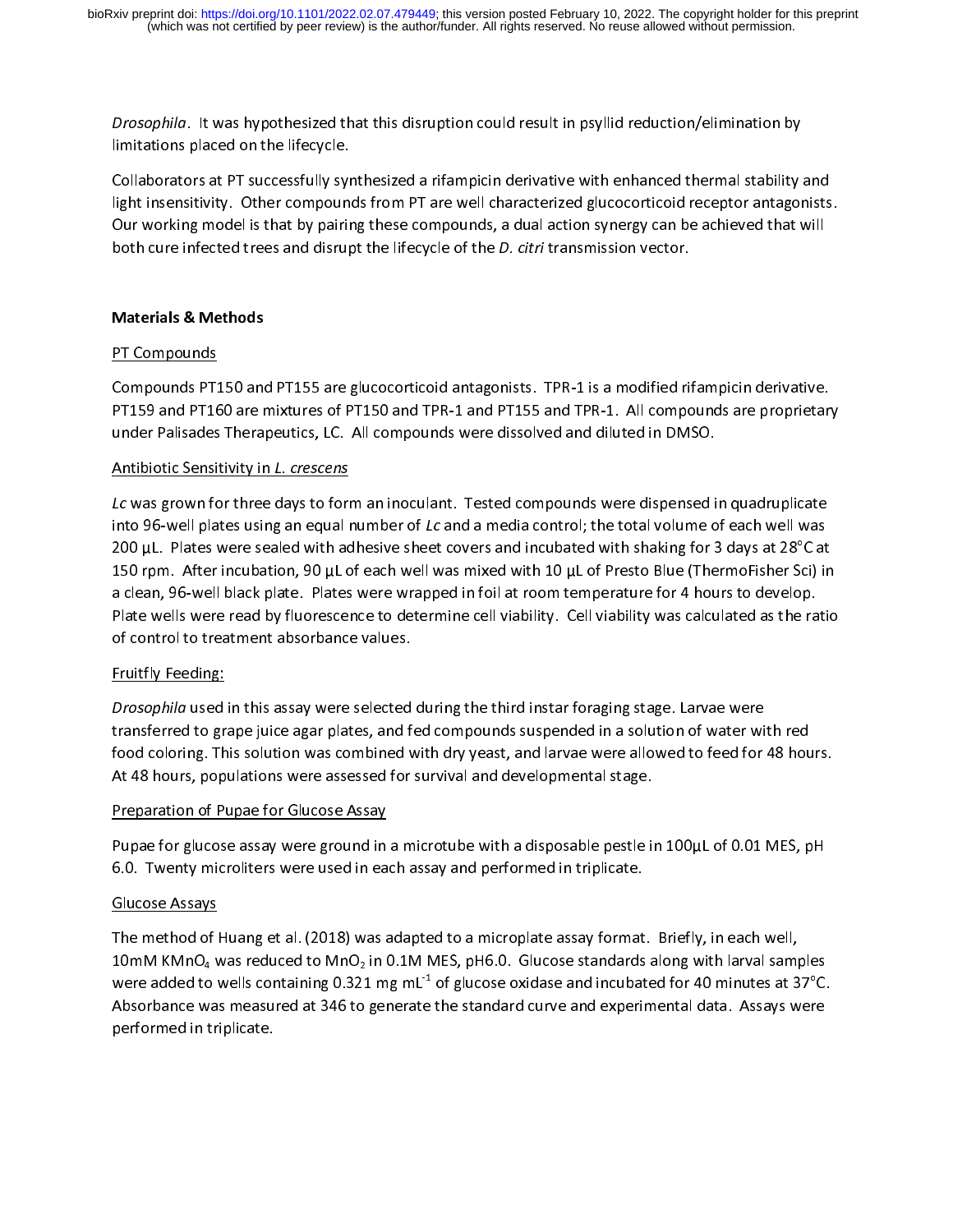*Drosophila*. It was hypothesized that this disruption could result in psyllid reduction/elimination by limitations placed on the lifecycle.

Collaborators at PT successfully synthesized a rifampicin derivative with enhanced thermal stability and light insensitivity. Other compounds from PT are well characterized glucocorticoid receptor antagonists. Our working model is that by pairing these compounds, a dual action synergy can be achieved that will both cure infected trees and disrupt the lifecycle of the *D. citri* transmission vector.

## Materials & Methods

### PT Compounds

Compounds PT150 and PT155 are glucocorticoid antagonists. TPR-1 is a modified rifampicin derivative. PT159 and PT160 are mixtures of PT150 and TPR-1 and PT155 and TPR-1. All compounds are proprietary under Palisades Therapeutics, LC. All compounds were dissolved and diluted in DMSO.

### Antibiotic Sensitivity in *L. crescens*

*Lc* was grown for three days to form an inoculant. Tested compounds were dispensed in quadruplicate into 96-well plates using an equal number of *Lc* and a media control; the total volume of each well was 200 µL. Plates were sealed with adhesive sheet covers and incubated with shaking for 3 days at 28°C at 150 rpm. After incubation, 90 µL of each well was mixed with 10 µL of Presto Blue (ThermoFisher Sci) in a clean, 96-well black plate. Plates were wrapped in foil at room temperature for 4 hours to develop. Plate wells were read by fluorescence to determine cell viability. Cell viability was calculated as the ratio of control to treatment absorbance values.

### Fruitfly Feeding:

*Drosophila* used in this assay were selected during the third instar foraging stage. Larvae were transferred to grape juice agar plates, and fed compounds suspended in a solution of water with red food coloring. This solution was combined with dry yeast, and larvae were allowed to feed for 48 hours. At 48 hours, populations were assessed for survival and developmental stage.

### Preparation of Pupae for Glucose Assay

Pupae for glucose assay were ground in a microtube with a disposable pestle in 100µL of 0.01 MES, pH 6.0. Twenty microliters were used in each assay and performed in triplicate.

### Glucose Assays

The method of Huang et al. (2018) was adapted to a microplate assay format. Briefly, in each well, 10mM $KMnO_4$ was reduced to $MnO_2$ in 0.1M MES, pH6.0. Glucose standards along with larval samples were added to wells containing 0.321 mg $mL^{-1}$ of glucose oxidase and incubated for 40 minutes at 37°C. Absorbance was measured at 346 to generate the standard curve and experimental data. Assays were performed in triplicate.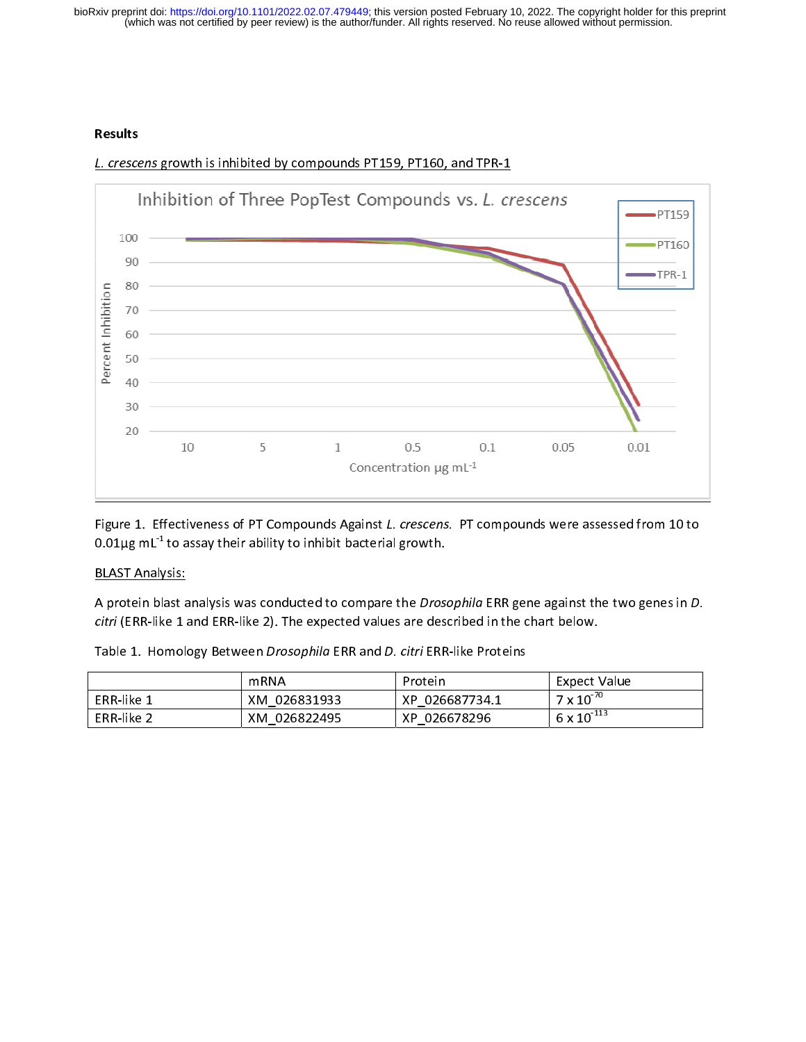## Results

*L. crescens* growth is inhibited by compounds PT159, PT160, and TPR-1

Figure 1. Effectiveness of PT Compounds Against *L. crescens.* PT compounds were assessed from 10 to 0.01μg $mL^{-1}$ to assay their ability to inhibit bacterial growth.

BLAST Analysis:

A protein blast analysis was conducted to compare the *Drosophila* ERR gene against the two genes in *D. citri* (ERR-like 1 and ERR-like 2). The expected values are described in the chart below.

Table 1. Homology Between *Drosophila* ERR and *D. citri* ERR-like Proteins

| | mRNA | Protein | Expect Value |
|---|---|---|---|
| ERR-like 1 | XM_026831933 | XP_026687734.1 | $7 \times 10^{-70}$ |
| ERR-like 2 | XM_026822495 | XP_026678296 | $6 \times 10^{-113}$ |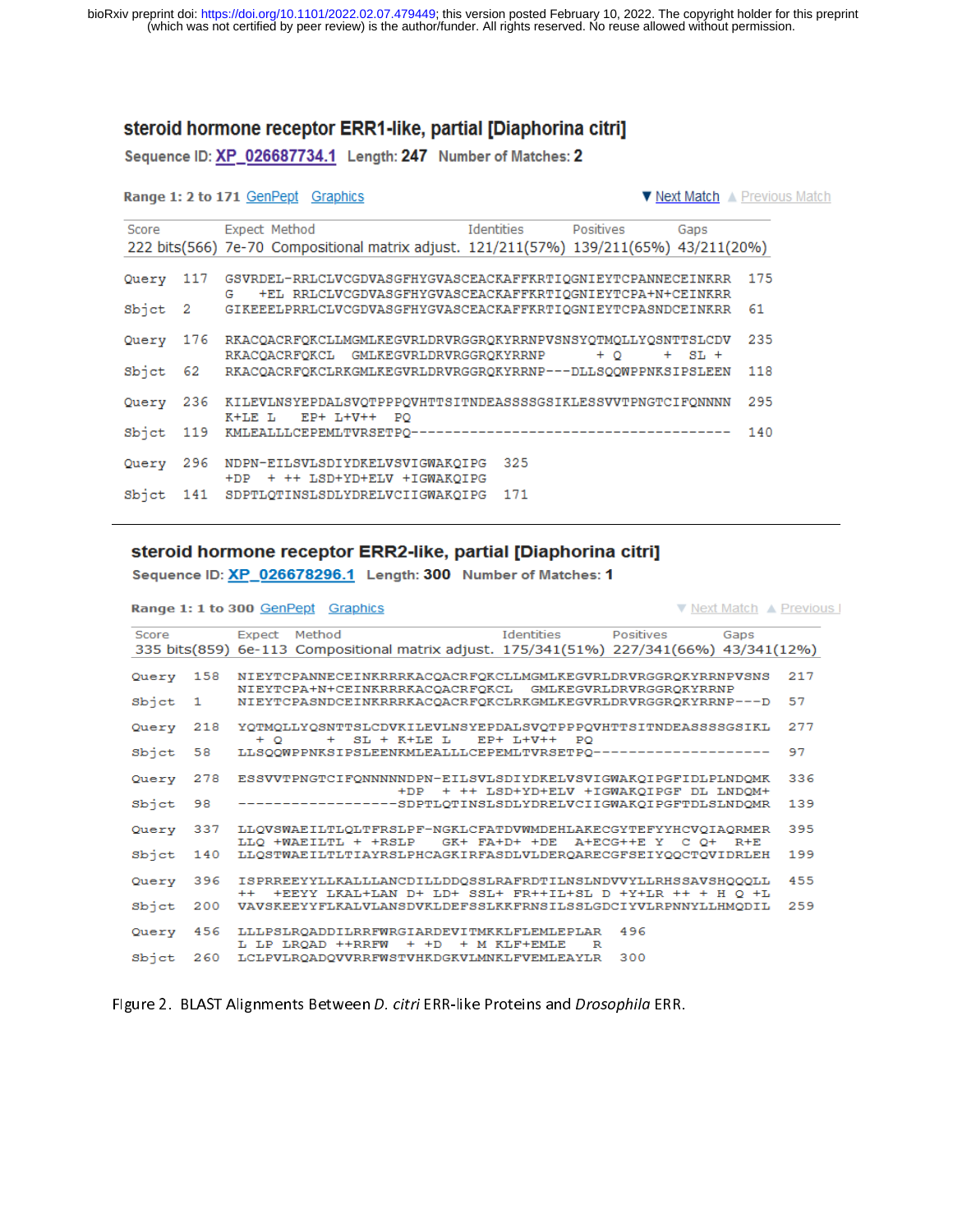## steroid hormone receptor ERR1-like, partial [Diaphorina citri]

Sequence ID: XP_026687734.1 Length: 247 Number of Matches: 2

Range 1: 2 to 171 GenPept Graphics ▼ Next Match ▲ Previous Match

| Score | Expect | Method | Identities | Positives | Gaps |
|---|---|---|---|---|---|
| 222 bits(566) | 7e-70 | Compositional matrix adjust. | 121/211(57%) | 139/211(65%) | 43/211(20%) |

```
Query  117  GSVRDEL-RRLCLVCGDVASGFHYGVASCEACKAFFKRTIQGNIEYTCPANNECEINKRR  175
            G   +EL RRLCLVCGDVASGFHYGVASCEACKAFFKRTIQGNIEYTCPA+N+CEINKRR
Sbjct  2    GIKEEELPRRLCLVCGDVASGFHYGVASCEACKAFFKRTIQGNIEYTCPASNDCEINKRR  61

Query  176  RKACQACRFQKCLLMGMLKEGVRLDRVRGGRQKYRRNPVSNSYQTMQLLYQSNTTSLCDV  235
            RKACQACRFQKCL  GMLKEGVRLDRVRGGRQKYRRNP       + Q      +  SL +
Sbjct  62   RKACQACRFQKCLRKGMLKEGVRLDRVRGGRQKYRRNP---DLLSQQWPPNKSIPSLEEN  118

Query  236  KILEVLNSYEPDALSVQTPPPQVHTTSITNDEASSSSGSIKLESSVVTPNGTCIFQNNNN  295
            K+LE L   EP+ L+V++  PQ
Sbjct  119  KMLEALLLCEPEMLTVRSETPQ--------------------------------------  140

Query  296  NDPN-EILSVLSDIYDKELVSVIGWAKQIPG  325
            +DP  + ++ LSD+YD+ELV +IGWAKQIPG
Sbjct  141  SDPTLQTINSLSDLYDRELVCIIGWAKQIPG  171
```

## steroid hormone receptor ERR2-like, partial [Diaphorina citri]

Sequence ID: XP_026678296.1 Length: 300 Number of Matches: 1

Range 1: 1 to 300 GenPept Graphics ▼ Next Match ▲ Previous Match

| Score | Expect | Method | Identities | Positives | Gaps |
|---|---|---|---|---|---|
| 335 bits(859) | 6e-113 | Compositional matrix adjust. | 175/341(51%) | 227/341(66%) | 43/341(12%) |

```
Query  158  NIEYTCPANNECEINKRRRKACQACRFQKCLLMGMLKEGVRLDRVRGGRQKYRRNPVSNS  217
            NIEYTCPA+N+CEINKRRRKACQACRFQKCL  GMLKEGVRLDRVRGGRQKYRRNP
Sbjct  1    NIEYTCPASNDCEINKRRRKACQACRFQKCLRKGMLKEGVRLDRVRGGRQKYRRNP---D  57

Query  218  YQTMQLLYQSNTTSLCDVKILEVLNSYEPDALSVQTPPPQVHTTSITNDEASSSSGSIKL  277
              + Q      +  SL + K+LE L   EP+ L+V++  PQ
Sbjct  58   LLSQQWPPNKSIPSLEENKMLEALLLCEPEMLTVRSETPQ--------------------  97

Query  278  ESSVVTPNGTCIFQNNNNNDPN-EILSVLSDIYDKELVSVIGWAKQIPGFIDLPLNDQMK  336
                              +DP  + ++ LSD+YD+ELV +IGWAKQIPGF DL LNDQM+
Sbjct  98   ------------------SDPTLQTINSLSDLYDRELVCIIGWAKQIPGFTDLSLNDQMR  139

Query  337  LLQVSWAEILTLQLTFRSLPF-NGKLCFATDVWMDEHLAKECGYTEFYYHCVQIAQRMER  395
            LLQ +WAEILTL  + +RSLP   GK+ FA+D+ +DE  A+ECG++E Y   C Q+   R+E
Sbjct  140  LLQSTWAEILTLTIAYRSLPHCAGKIRFASDLVLDERQARECGFSEIYQQCTQVIDRLEH  199

Query  396  ISPRREEYYLLKALLLANCDILLDDQSSLRAFRDTILNSLNDVVYLLRHSSAVSHQQQLL  455
            ++  +EEYY LKAL+LAN D+ LD+ SSL+ FR++IL+SL D +Y+LR ++ + H Q +L
Sbjct  200  VAVSKEEYYFLKALVLANSDVKLDEFSSLKKFRNSILSSLGDCIYVLRPNNYLLHMQDIL  259

Query  456  LLLPSLRQADDILRRFWRGIARDEVITMKKLFLEMLEPLAR  496
            L LP LRQAD ++RRFW  + +D  + M KLF+EMLE   R
Sbjct  260  LCLPVLRQADQVVRRFWSTVHKDGKVLMNKLFVEMLEAYLR  300
```

Figure 2. BLAST Alignments Between *D. citri* ERR-like Proteins and *Drosophila* ERR.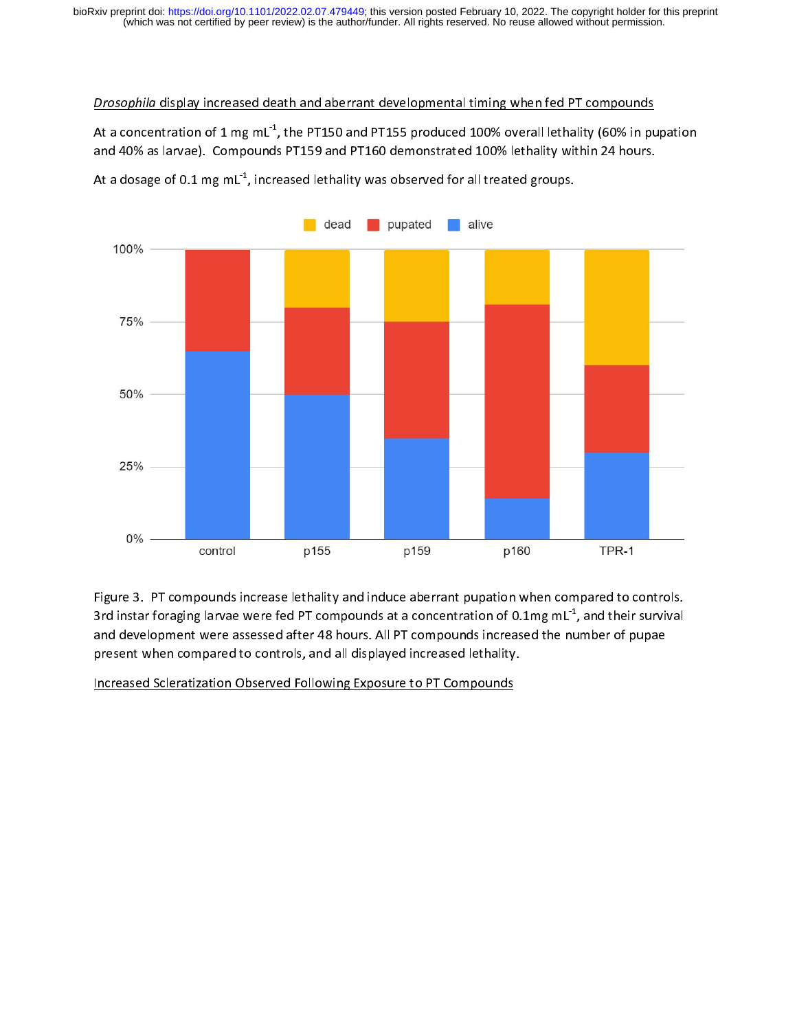*Drosophila* display increased death and aberrant developmental timing when fed PT compounds

At a concentration of 1 mg $mL^{-1}$, the PT150 and PT155 produced 100% overall lethality (60% in pupation and 40% as larvae). Compounds PT159 and PT160 demonstrated 100% lethality within 24 hours.

At a dosage of 0.1 mg $mL^{-1}$, increased lethality was observed for all treated groups.

Figure 3. PT compounds increase lethality and induce aberrant pupation when compared to controls. 3rd instar foraging larvae were fed PT compounds at a concentration of 0.1mg $mL^{-1}$, and their survival and development were assessed after 48 hours. All PT compounds increased the number of pupae present when compared to controls, and all displayed increased lethality.

Increased Scleratization Observed Following Exposure to PT Compounds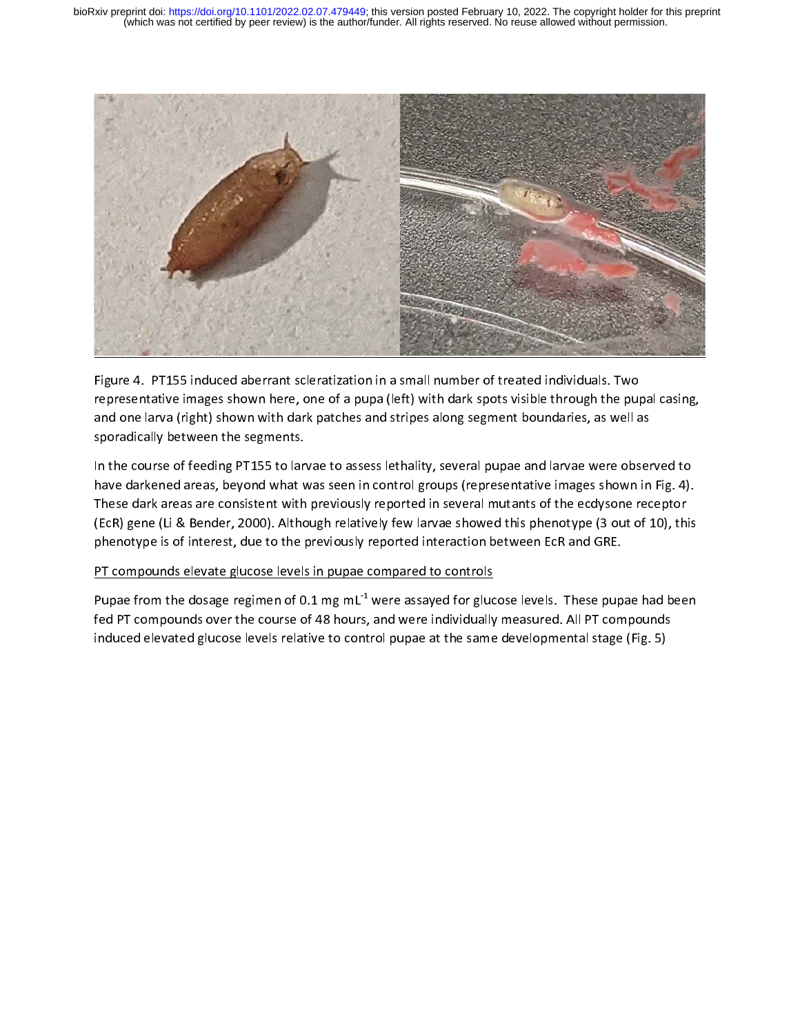Figure 4. PT155 induced aberrant scleratization in a small number of treated individuals. Two representative images shown here, one of a pupa (left) with dark spots visible through the pupal casing, and one larva (right) shown with dark patches and stripes along segment boundaries, as well as sporadically between the segments.

In the course of feeding PT155 to larvae to assess lethality, several pupae and larvae were observed to have darkened areas, beyond what was seen in control groups (representative images shown in Fig. 4). These dark areas are consistent with previously reported in several mutants of the ecdysone receptor (EcR) gene (Li & Bender, 2000). Although relatively few larvae showed this phenotype (3 out of 10), this phenotype is of interest, due to the previously reported interaction between EcR and GRE.

PT compounds elevate glucose levels in pupae compared to controls

Pupae from the dosage regimen of 0.1 mg $mL^{-1}$ were assayed for glucose levels. These pupae had been fed PT compounds over the course of 48 hours, and were individually measured. All PT compounds induced elevated glucose levels relative to control pupae at the same developmental stage (Fig. 5)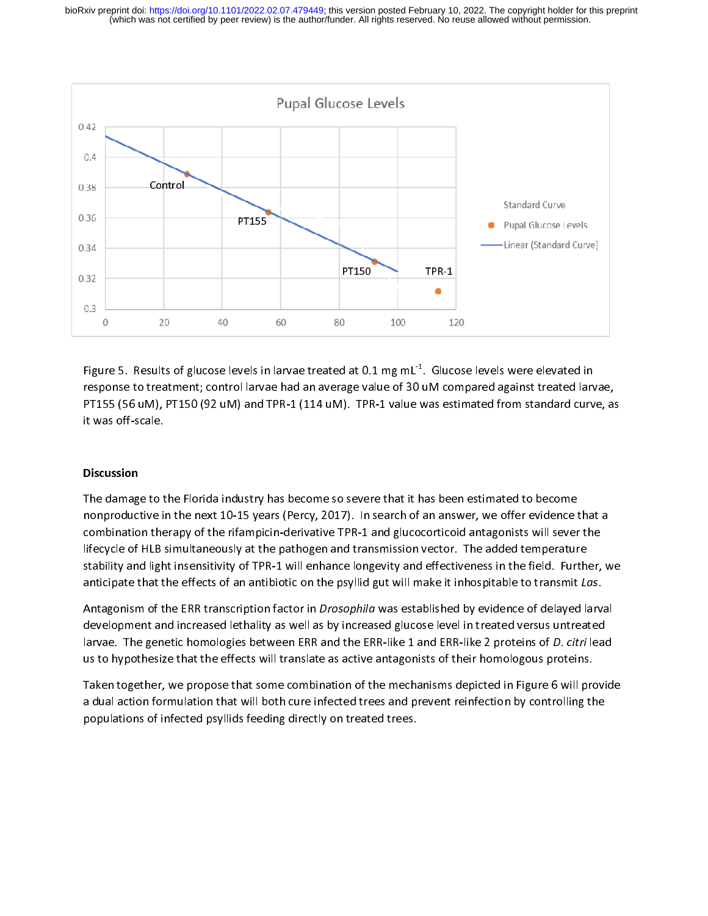Figure 5. Results of glucose levels in larvae treated at 0.1 mg mL$^{-1}$. Glucose levels were elevated in response to treatment; control larvae had an average value of 30 uM compared against treated larvae, PT155 (56 uM), PT150 (92 uM) and TPR-1 (114 uM). TPR-1 value was estimated from standard curve, as it was off-scale.

## Discussion

The damage to the Florida industry has become so severe that it has been estimated to become nonproductive in the next 10-15 years (Percy, 2017). In search of an answer, we offer evidence that a combination therapy of the rifampicin-derivative TPR-1 and glucocorticoid antagonists will sever the lifecycle of HLB simultaneously at the pathogen and transmission vector. The added temperature stability and light insensitivity of TPR-1 will enhance longevity and effectiveness in the field. Further, we anticipate that the effects of an antibiotic on the psyllid gut will make it inhospitable to transmit *Las*.

Antagonism of the ERR transcription factor in *Drosophila* was established by evidence of delayed larval development and increased lethality as well as by increased glucose level in treated versus untreated larvae. The genetic homologies between ERR and the ERR-like 1 and ERR-like 2 proteins of *D. citri* lead us to hypothesize that the effects will translate as active antagonists of their homologous proteins.

Taken together, we propose that some combination of the mechanisms depicted in Figure 6 will provide a dual action formulation that will both cure infected trees and prevent reinfection by controlling the populations of infected psyllids feeding directly on treated trees.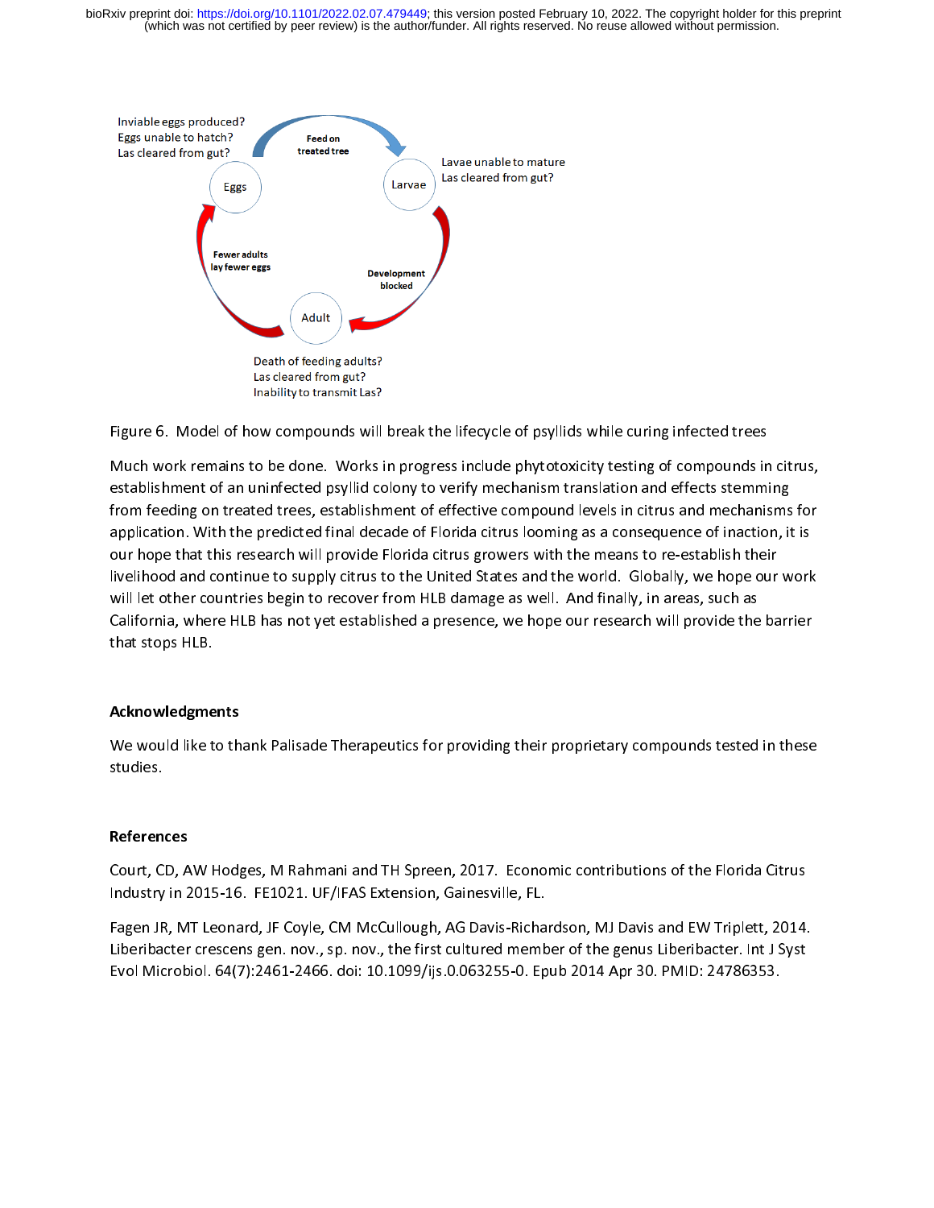Inviable eggs produced?
Eggs unable to hatch?
Las cleared from gut?

Feed on treated tree

Eggs

Larvae

Lavae unable to mature
Las cleared from gut?

Fewer adults lay fewer eggs

Development blocked

Adult

Death of feeding adults?
Las cleared from gut?
Inability to transmit Las?

Figure 6. Model of how compounds will break the lifecycle of psyllids while curing infected trees

Much work remains to be done. Works in progress include phytotoxicity testing of compounds in citrus, establishment of an uninfected psyllid colony to verify mechanism translation and effects stemming from feeding on treated trees, establishment of effective compound levels in citrus and mechanisms for application. With the predicted final decade of Florida citrus looming as a consequence of inaction, it is our hope that this research will provide Florida citrus growers with the means to re-establish their livelihood and continue to supply citrus to the United States and the world. Globally, we hope our work will let other countries begin to recover from HLB damage as well. And finally, in areas, such as California, where HLB has not yet established a presence, we hope our research will provide the barrier that stops HLB.

## Acknowledgments

We would like to thank Palisade Therapeutics for providing their proprietary compounds tested in these studies.

## References

Court, CD, AW Hodges, M Rahmani and TH Spreen, 2017. Economic contributions of the Florida Citrus Industry in 2015-16. FE1021. UF/IFAS Extension, Gainesville, FL.

Fagen JR, MT Leonard, JF Coyle, CM McCullough, AG Davis-Richardson, MJ Davis and EW Triplett, 2014. Liberibacter crescens gen. nov., sp. nov., the first cultured member of the genus Liberibacter. Int J Syst Evol Microbiol. 64(7):2461-2466. doi: 10.1099/ijs.0.063255-0. Epub 2014 Apr 30. PMID: 24786353.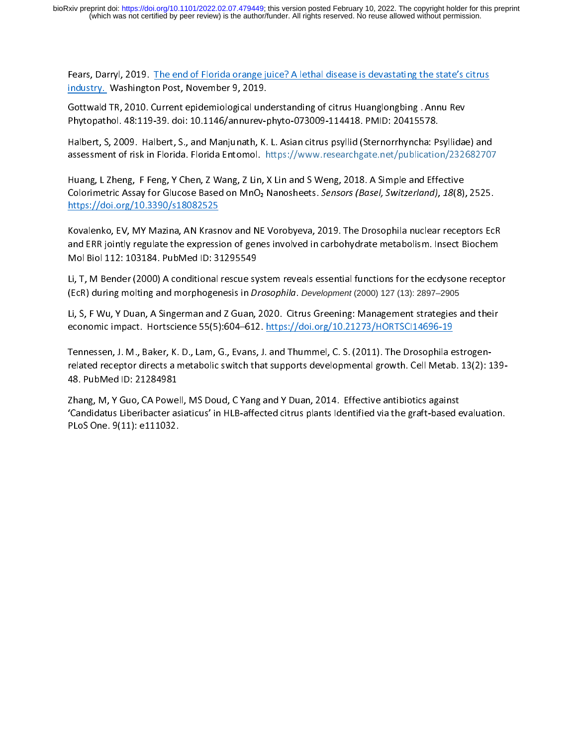Fears, Darryl, 2019. [The end of Florida orange juice? A lethal disease is devastating the state's citrus industry.](#) Washington Post, November 9, 2019.

Gottwald TR, 2010. Current epidemiological understanding of citrus Huanglongbing . Annu Rev Phytopathol. 48:119-39. doi: 10.1146/annurev-phyto-073009-114418. PMID: 20415578.

Halbert, S, 2009. Halbert, S., and Manjunath, K. L. Asian citrus psyllid (Sternorrhyncha: Psyllidae) and assessment of risk in Florida. Florida Entomol. https://www.researchgate.net/publication/232682707

Huang, L Zheng, F Feng, Y Chen, Z Wang, Z Lin, X Lin and S Weng, 2018. A Simple and Effective Colorimetric Assay for Glucose Based on $MnO_2$ Nanosheets. *Sensors (Basel, Switzerland)*, *18*(8), 2525. https://doi.org/10.3390/s18082525

Kovalenko, EV, MY Mazina, AN Krasnov and NE Vorobyeva, 2019. The Drosophila nuclear receptors EcR and ERR jointly regulate the expression of genes involved in carbohydrate metabolism. Insect Biochem Mol Biol 112: 103184. PubMed ID: 31295549

Li, T, M Bender (2000) A conditional rescue system reveals essential functions for the ecdysone receptor (EcR) during molting and morphogenesis in *Drosophila*. *Development* (2000) 127 (13): 2897–2905

Li, S, F Wu, Y Duan, A Singerman and Z Guan, 2020. Citrus Greening: Management strategies and their economic impact. Hortscience 55(5):604–612. https://doi.org/10.21273/HORTSCI14696-19

Tennessen, J. M., Baker, K. D., Lam, G., Evans, J. and Thummel, C. S. (2011). The Drosophila estrogen-related receptor directs a metabolic switch that supports developmental growth. Cell Metab. 13(2): 139-48. PubMed ID: 21284981

Zhang, M, Y Guo, CA Powell, MS Doud, C Yang and Y Duan, 2014. Effective antibiotics against 'Candidatus Liberibacter asiaticus' in HLB-affected citrus plants Identified via the graft-based evaluation. PLoS One. 9(11): e111032.